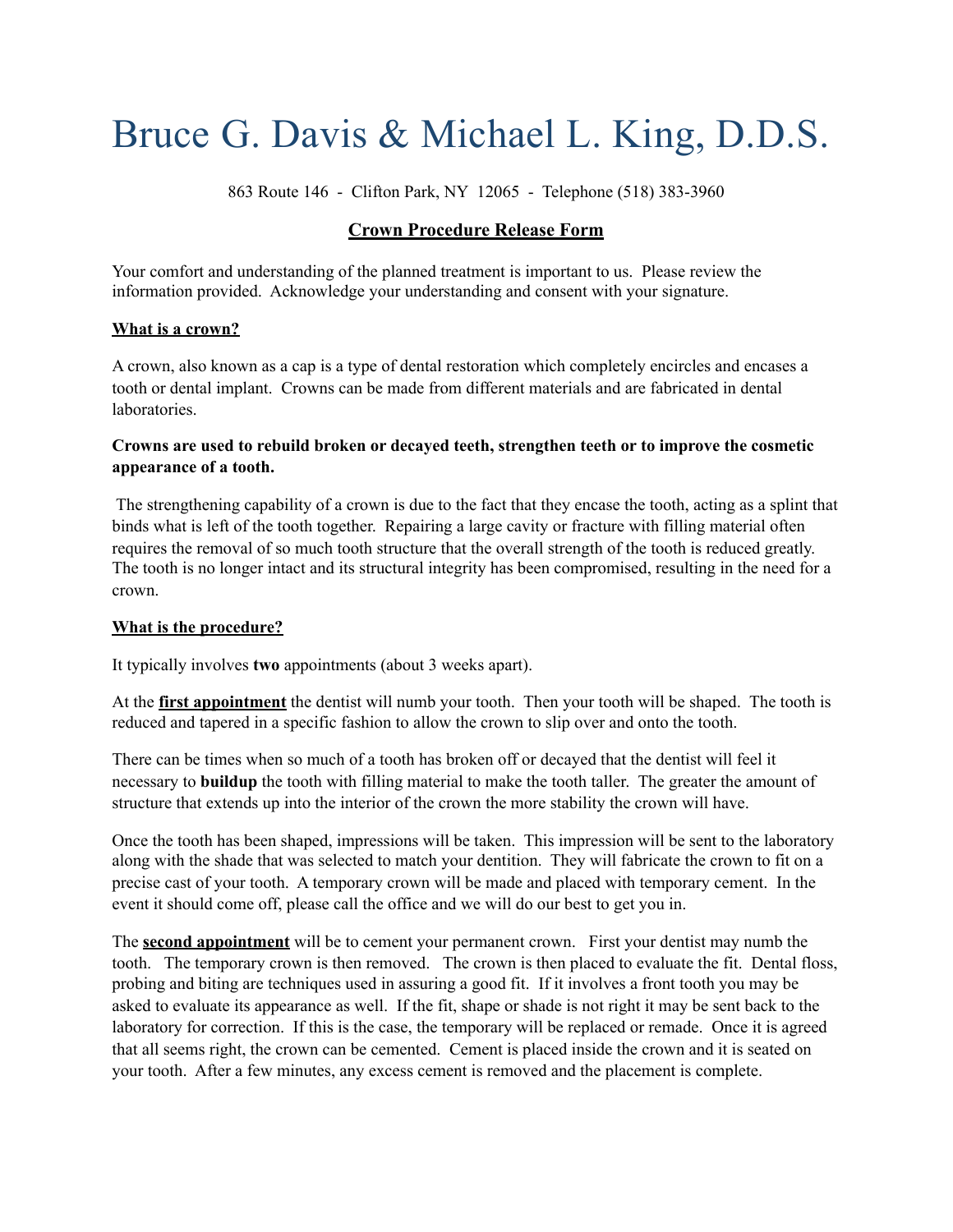# Bruce G. Davis & Michael L. King, D.D.S.

863 Route 146 - Clifton Park, NY 12065 - Telephone (518) 383-3960

## Crown Procedure Release Form

Your comfort and understanding of the planned treatment is important to us. Please review the information provided. Acknowledge your understanding and consent with your signature.

### What is a crown?

A crown, also known as a cap is a type of dental restoration which completely encircles and encases a tooth or dental implant. Crowns can be made from different materials and are fabricated in dental laboratories.

**Crowns are used to rebuild broken or decayed teeth, strengthen teeth or to improve the cosmetic appearance of a tooth.**

The strengthening capability of a crown is due to the fact that they encase the tooth, acting as a splint that binds what is left of the tooth together. Repairing a large cavity or fracture with filling material often requires the removal of so much tooth structure that the overall strength of the tooth is reduced greatly. The tooth is no longer intact and its structural integrity has been compromised, resulting in the need for a crown.

### What is the procedure?

It typically involves **two** appointments (about 3 weeks apart).

At the **first appointment** the dentist will numb your tooth. Then your tooth will be shaped. The tooth is reduced and tapered in a specific fashion to allow the crown to slip over and onto the tooth.

There can be times when so much of a tooth has broken off or decayed that the dentist will feel it necessary to **buildup** the tooth with filling material to make the tooth taller. The greater the amount of structure that extends up into the interior of the crown the more stability the crown will have.

Once the tooth has been shaped, impressions will be taken. This impression will be sent to the laboratory along with the shade that was selected to match your dentition. They will fabricate the crown to fit on a precise cast of your tooth. A temporary crown will be made and placed with temporary cement. In the event it should come off, please call the office and we will do our best to get you in.

The **second appointment** will be to cement your permanent crown. First your dentist may numb the tooth. The temporary crown is then removed. The crown is then placed to evaluate the fit. Dental floss, probing and biting are techniques used in assuring a good fit. If it involves a front tooth you may be asked to evaluate its appearance as well. If the fit, shape or shade is not right it may be sent back to the laboratory for correction. If this is the case, the temporary will be replaced or remade. Once it is agreed that all seems right, the crown can be cemented. Cement is placed inside the crown and it is seated on your tooth. After a few minutes, any excess cement is removed and the placement is complete.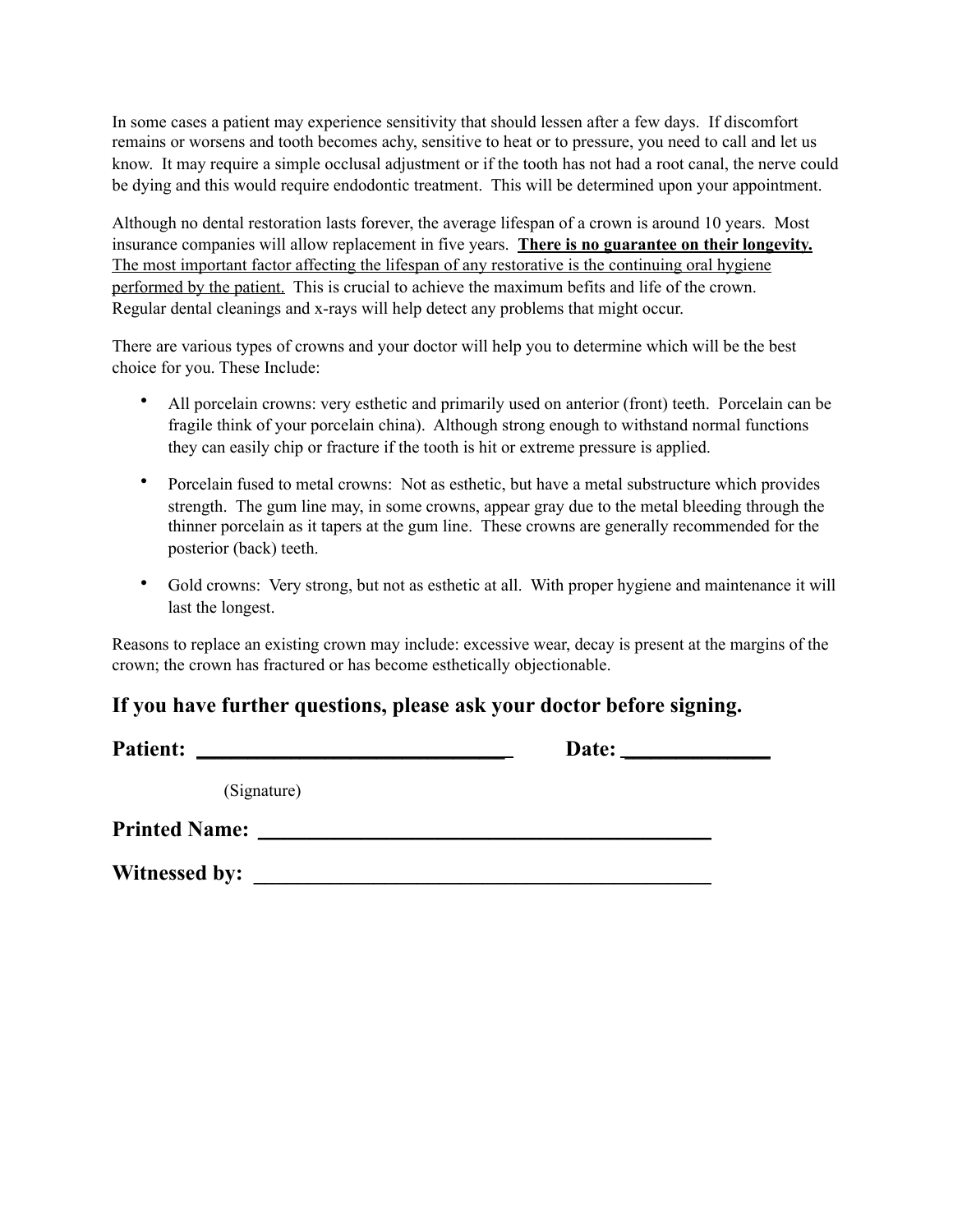In some cases a patient may experience sensitivity that should lessen after a few days. If discomfort remains or worsens and tooth becomes achy, sensitive to heat or to pressure, you need to call and let us know. It may require a simple occlusal adjustment or if the tooth has not had a root canal, the nerve could be dying and this would require endodontic treatment. This will be determined upon your appointment.

Although no dental restoration lasts forever, the average lifespan of a crown is around 10 years. Most insurance companies will allow replacement in five years. **<u>There is no guarantee on their longevity.</u>** <u>The most important factor affecting the lifespan of any restorative is the continuing oral hygiene performed by the patient.</u> This is crucial to achieve the maximum befits and life of the crown. Regular dental cleanings and x-rays will help detect any problems that might occur.

There are various types of crowns and your doctor will help you to determine which will be the best choice for you. These Include:

- All porcelain crowns: very esthetic and primarily used on anterior (front) teeth. Porcelain can be fragile think of your porcelain china). Although strong enough to withstand normal functions they can easily chip or fracture if the tooth is hit or extreme pressure is applied.
- Porcelain fused to metal crowns: Not as esthetic, but have a metal substructure which provides strength. The gum line may, in some crowns, appear gray due to the metal bleeding through the thinner porcelain as it tapers at the gum line. These crowns are generally recommended for the posterior (back) teeth.
- Gold crowns: Very strong, but not as esthetic at all. With proper hygiene and maintenance it will last the longest.

Reasons to replace an existing crown may include: excessive wear, decay is present at the margins of the crown; the crown has fractured or has become esthetically objectionable.

**If you have further questions, please ask your doctor before signing.**

**Patient: ____________________________** **Date: _____________**

(Signature)

**Printed Name: ________________________________________**

**Witnessed by: _________________________________________**